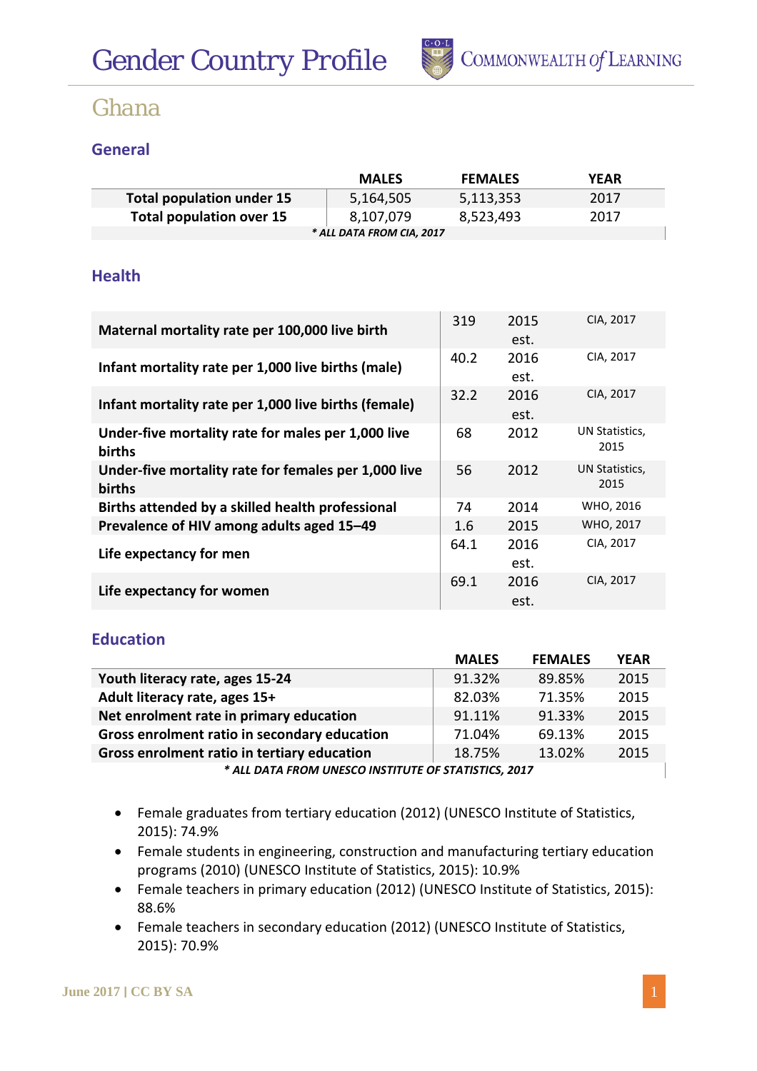# Gender Country Profile

COMMONWEALTH of LEARNING

## Ghana

### General

| | MALES | FEMALES | YEAR |
|---|---|---|---|
| Total population under 15 | 5,164,505 | 5,113,353 | 2017 |
| Total population over 15 | 8,107,079 | 8,523,493 | 2017 |

*\* ALL DATA FROM CIA, 2017*

### Health

| | | | |
|---|---|---|---|
| Maternal mortality rate per 100,000 live birth | 319 | 2015 est. | CIA, 2017 |
| Infant mortality rate per 1,000 live births (male) | 40.2 | 2016 est. | CIA, 2017 |
| Infant mortality rate per 1,000 live births (female) | 32.2 | 2016 est. | CIA, 2017 |
| Under-five mortality rate for males per 1,000 live births | 68 | 2012 | UN Statistics, 2015 |
| Under-five mortality rate for females per 1,000 live births | 56 | 2012 | UN Statistics, 2015 |
| Births attended by a skilled health professional | 74 | 2014 | WHO, 2016 |
| Prevalence of HIV among adults aged 15–49 | 1.6 | 2015 | WHO, 2017 |
| Life expectancy for men | 64.1 | 2016 est. | CIA, 2017 |
| Life expectancy for women | 69.1 | 2016 est. | CIA, 2017 |

### Education

| | MALES | FEMALES | YEAR |
|---|---|---|---|
| Youth literacy rate, ages 15-24 | 91.32% | 89.85% | 2015 |
| Adult literacy rate, ages 15+ | 82.03% | 71.35% | 2015 |
| Net enrolment rate in primary education | 91.11% | 91.33% | 2015 |
| Gross enrolment ratio in secondary education | 71.04% | 69.13% | 2015 |
| Gross enrolment ratio in tertiary education | 18.75% | 13.02% | 2015 |

*\* ALL DATA FROM UNESCO INSTITUTE OF STATISTICS, 2017*

- Female graduates from tertiary education (2012) (UNESCO Institute of Statistics, 2015): 74.9%
- Female students in engineering, construction and manufacturing tertiary education programs (2010) (UNESCO Institute of Statistics, 2015): 10.9%
- Female teachers in primary education (2012) (UNESCO Institute of Statistics, 2015): 88.6%
- Female teachers in secondary education (2012) (UNESCO Institute of Statistics, 2015): 70.9%

June 2017 | CC BY SA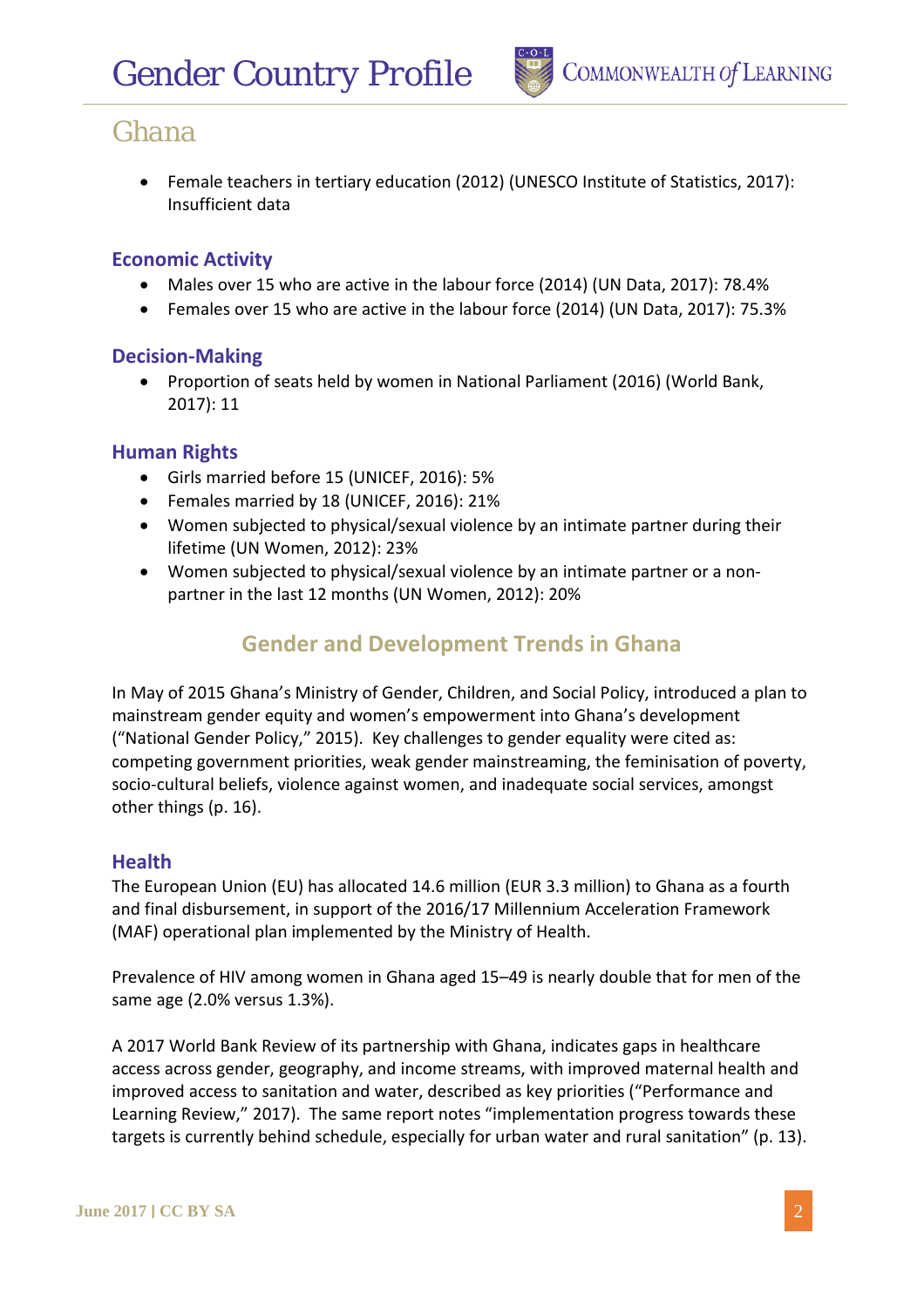- Female teachers in tertiary education (2012) (UNESCO Institute of Statistics, 2017): Insufficient data

### Economic Activity

- Males over 15 who are active in the labour force (2014) (UN Data, 2017): 78.4%
- Females over 15 who are active in the labour force (2014) (UN Data, 2017): 75.3%

### Decision-Making

- Proportion of seats held by women in National Parliament (2016) (World Bank, 2017): 11

### Human Rights

- Girls married before 15 (UNICEF, 2016): 5%
- Females married by 18 (UNICEF, 2016): 21%
- Women subjected to physical/sexual violence by an intimate partner during their lifetime (UN Women, 2012): 23%
- Women subjected to physical/sexual violence by an intimate partner or a non-partner in the last 12 months (UN Women, 2012): 20%

## Gender and Development Trends in Ghana

In May of 2015 Ghana's Ministry of Gender, Children, and Social Policy, introduced a plan to mainstream gender equity and women's empowerment into Ghana's development ("National Gender Policy," 2015). Key challenges to gender equality were cited as: competing government priorities, weak gender mainstreaming, the feminisation of poverty, socio-cultural beliefs, violence against women, and inadequate social services, amongst other things (p. 16).

### Health

The European Union (EU) has allocated 14.6 million (EUR 3.3 million) to Ghana as a fourth and final disbursement, in support of the 2016/17 Millennium Acceleration Framework (MAF) operational plan implemented by the Ministry of Health.

Prevalence of HIV among women in Ghana aged 15–49 is nearly double that for men of the same age (2.0% versus 1.3%).

A 2017 World Bank Review of its partnership with Ghana, indicates gaps in healthcare access across gender, geography, and income streams, with improved maternal health and improved access to sanitation and water, described as key priorities ("Performance and Learning Review," 2017). The same report notes "implementation progress towards these targets is currently behind schedule, especially for urban water and rural sanitation" (p. 13).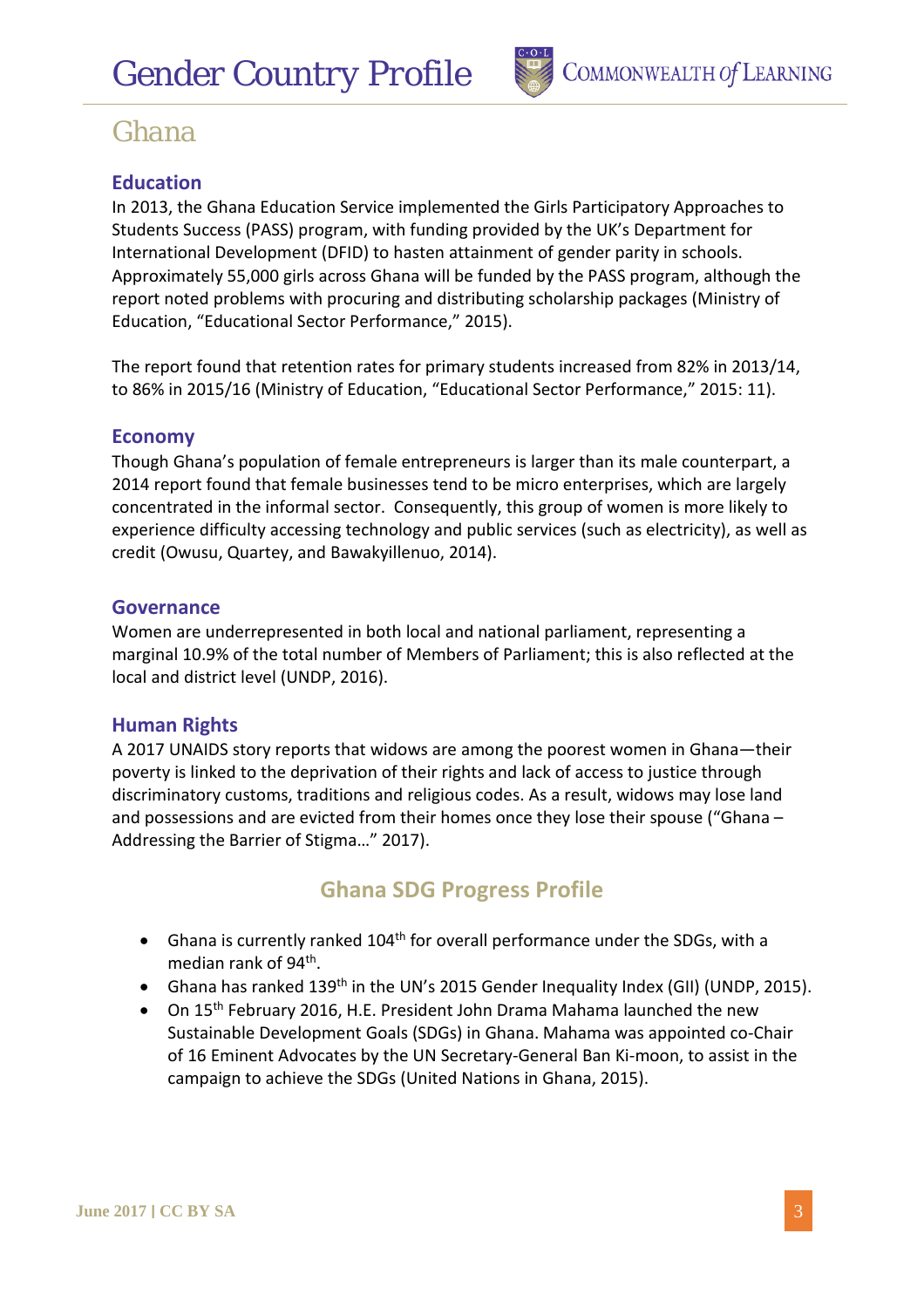# Ghana

## Education

In 2013, the Ghana Education Service implemented the Girls Participatory Approaches to Students Success (PASS) program, with funding provided by the UK's Department for International Development (DFID) to hasten attainment of gender parity in schools. Approximately 55,000 girls across Ghana will be funded by the PASS program, although the report noted problems with procuring and distributing scholarship packages (Ministry of Education, "Educational Sector Performance," 2015).

The report found that retention rates for primary students increased from 82% in 2013/14, to 86% in 2015/16 (Ministry of Education, "Educational Sector Performance," 2015: 11).

## Economy

Though Ghana's population of female entrepreneurs is larger than its male counterpart, a 2014 report found that female businesses tend to be micro enterprises, which are largely concentrated in the informal sector. Consequently, this group of women is more likely to experience difficulty accessing technology and public services (such as electricity), as well as credit (Owusu, Quartey, and Bawakyillenuo, 2014).

## Governance

Women are underrepresented in both local and national parliament, representing a marginal 10.9% of the total number of Members of Parliament; this is also reflected at the local and district level (UNDP, 2016).

## Human Rights

A 2017 UNAIDS story reports that widows are among the poorest women in Ghana—their poverty is linked to the deprivation of their rights and lack of access to justice through discriminatory customs, traditions and religious codes. As a result, widows may lose land and possessions and are evicted from their homes once they lose their spouse ("Ghana – Addressing the Barrier of Stigma…" 2017).

## Ghana SDG Progress Profile

- Ghana is currently ranked 104th for overall performance under the SDGs, with a median rank of 94th.
- Ghana has ranked 139th in the UN's 2015 Gender Inequality Index (GII) (UNDP, 2015).
- On 15th February 2016, H.E. President John Drama Mahama launched the new Sustainable Development Goals (SDGs) in Ghana. Mahama was appointed co-Chair of 16 Eminent Advocates by the UN Secretary-General Ban Ki-moon, to assist in the campaign to achieve the SDGs (United Nations in Ghana, 2015).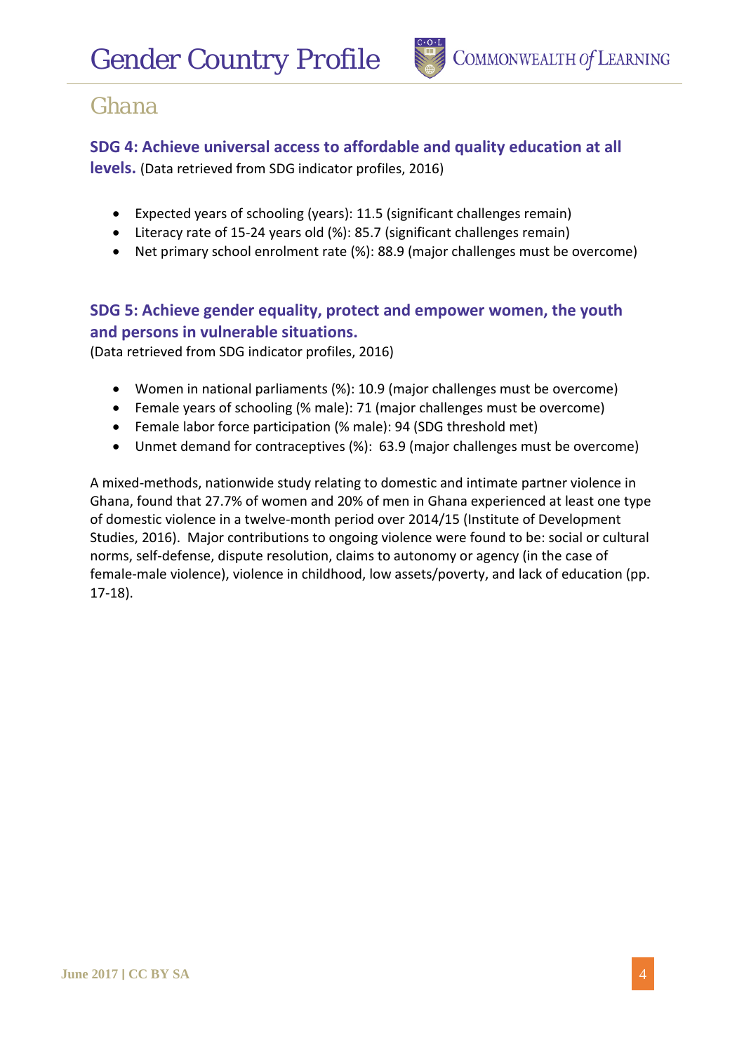## Ghana

### SDG 4: Achieve universal access to affordable and quality education at all levels. (Data retrieved from SDG indicator profiles, 2016)

- Expected years of schooling (years): 11.5 (significant challenges remain)
- Literacy rate of 15-24 years old (%): 85.7 (significant challenges remain)
- Net primary school enrolment rate (%): 88.9 (major challenges must be overcome)

### SDG 5: Achieve gender equality, protect and empower women, the youth and persons in vulnerable situations.

(Data retrieved from SDG indicator profiles, 2016)

- Women in national parliaments (%): 10.9 (major challenges must be overcome)
- Female years of schooling (% male): 71 (major challenges must be overcome)
- Female labor force participation (% male): 94 (SDG threshold met)
- Unmet demand for contraceptives (%): 63.9 (major challenges must be overcome)

A mixed-methods, nationwide study relating to domestic and intimate partner violence in Ghana, found that 27.7% of women and 20% of men in Ghana experienced at least one type of domestic violence in a twelve-month period over 2014/15 (Institute of Development Studies, 2016). Major contributions to ongoing violence were found to be: social or cultural norms, self-defense, dispute resolution, claims to autonomy or agency (in the case of female-male violence), violence in childhood, low assets/poverty, and lack of education (pp. 17-18).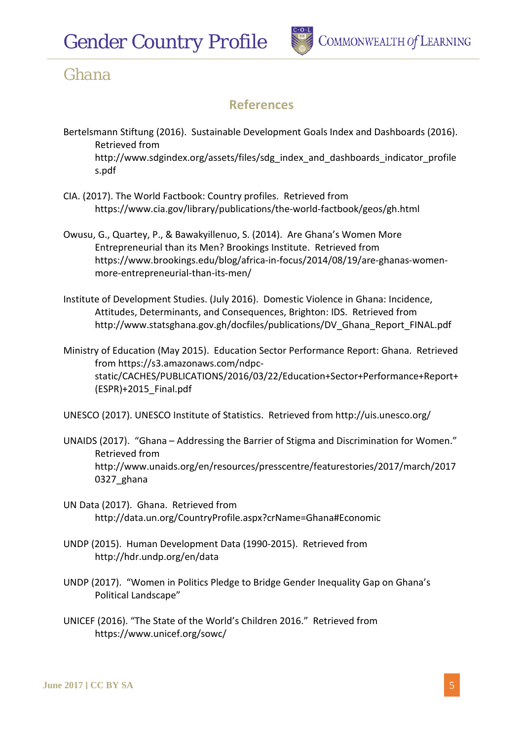## References

Bertelsmann Stiftung (2016). Sustainable Development Goals Index and Dashboards (2016). Retrieved from http://www.sdgindex.org/assets/files/sdg_index_and_dashboards_indicator_profiles.pdf

CIA. (2017). The World Factbook: Country profiles. Retrieved from https://www.cia.gov/library/publications/the-world-factbook/geos/gh.html

Owusu, G., Quartey, P., & Bawakyillenuo, S. (2014). Are Ghana's Women More Entrepreneurial than its Men? Brookings Institute. Retrieved from https://www.brookings.edu/blog/africa-in-focus/2014/08/19/are-ghanas-women-more-entrepreneurial-than-its-men/

Institute of Development Studies. (July 2016). Domestic Violence in Ghana: Incidence, Attitudes, Determinants, and Consequences, Brighton: IDS. Retrieved from http://www.statsghana.gov.gh/docfiles/publications/DV_Ghana_Report_FINAL.pdf

Ministry of Education (May 2015). Education Sector Performance Report: Ghana. Retrieved from https://s3.amazonaws.com/ndpc-static/CACHES/PUBLICATIONS/2016/03/22/Education+Sector+Performance+Report+(ESPR)+2015_Final.pdf

UNESCO (2017). UNESCO Institute of Statistics. Retrieved from http://uis.unesco.org/

UNAIDS (2017). "Ghana – Addressing the Barrier of Stigma and Discrimination for Women." Retrieved from http://www.unaids.org/en/resources/presscentre/featurestories/2017/march/20170327_ghana

UN Data (2017). Ghana. Retrieved from http://data.un.org/CountryProfile.aspx?crName=Ghana#Economic

UNDP (2015). Human Development Data (1990-2015). Retrieved from http://hdr.undp.org/en/data

UNDP (2017). "Women in Politics Pledge to Bridge Gender Inequality Gap on Ghana's Political Landscape"

UNICEF (2016). "The State of the World's Children 2016." Retrieved from https://www.unicef.org/sowc/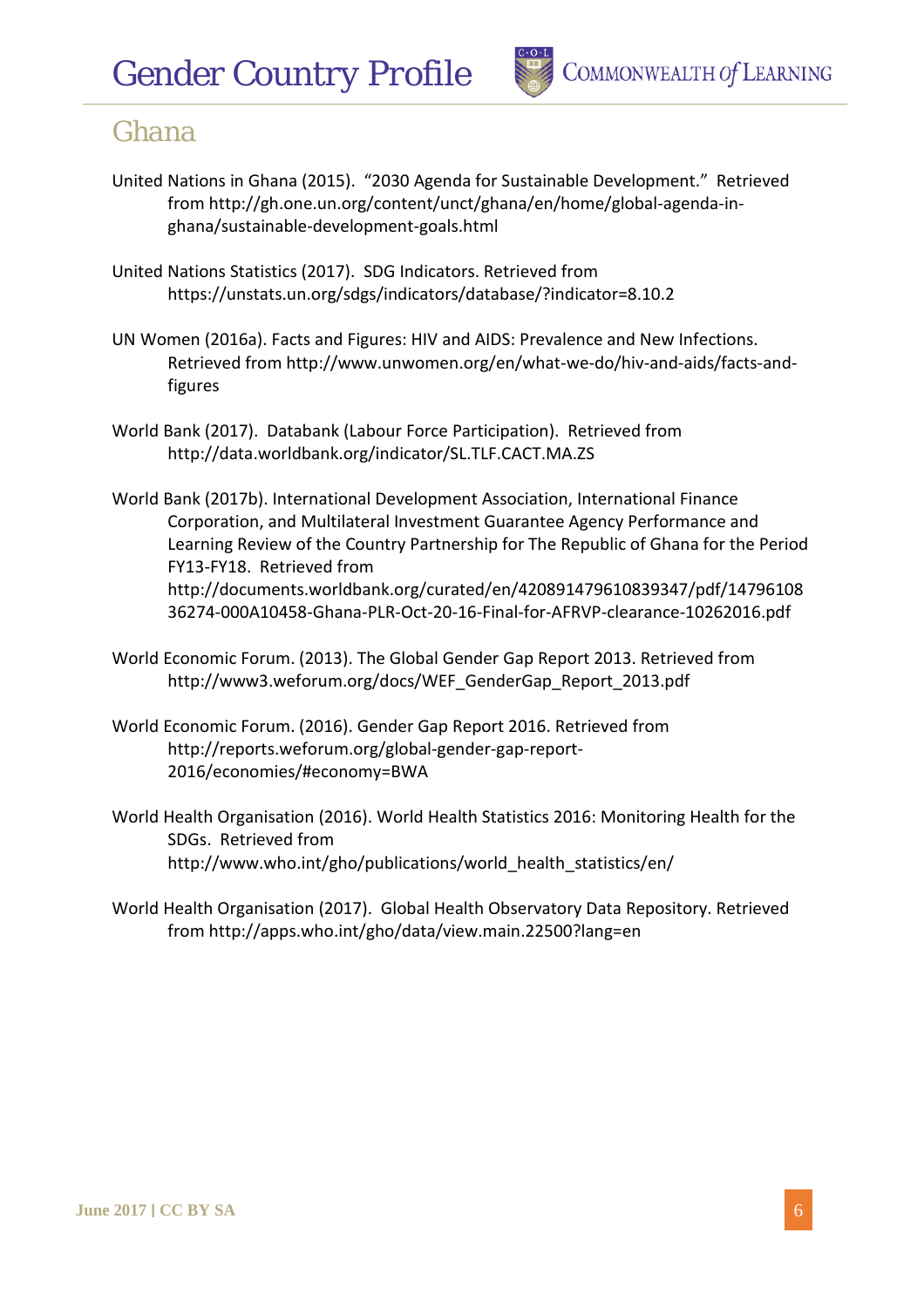United Nations in Ghana (2015). "2030 Agenda for Sustainable Development." Retrieved from http://gh.one.un.org/content/unct/ghana/en/home/global-agenda-in-ghana/sustainable-development-goals.html

United Nations Statistics (2017). SDG Indicators. Retrieved from https://unstats.un.org/sdgs/indicators/database/?indicator=8.10.2

UN Women (2016a). Facts and Figures: HIV and AIDS: Prevalence and New Infections. Retrieved from http://www.unwomen.org/en/what-we-do/hiv-and-aids/facts-and-figures

World Bank (2017). Databank (Labour Force Participation). Retrieved from http://data.worldbank.org/indicator/SL.TLF.CACT.MA.ZS

World Bank (2017b). International Development Association, International Finance Corporation, and Multilateral Investment Guarantee Agency Performance and Learning Review of the Country Partnership for The Republic of Ghana for the Period FY13-FY18. Retrieved from http://documents.worldbank.org/curated/en/420891479610839347/pdf/1479610836274-000A10458-Ghana-PLR-Oct-20-16-Final-for-AFRVP-clearance-10262016.pdf

World Economic Forum. (2013). The Global Gender Gap Report 2013. Retrieved from http://www3.weforum.org/docs/WEF_GenderGap_Report_2013.pdf

World Economic Forum. (2016). Gender Gap Report 2016. Retrieved from http://reports.weforum.org/global-gender-gap-report-2016/economies/#economy=BWA

World Health Organisation (2016). World Health Statistics 2016: Monitoring Health for the SDGs. Retrieved from http://www.who.int/gho/publications/world_health_statistics/en/

World Health Organisation (2017). Global Health Observatory Data Repository. Retrieved from http://apps.who.int/gho/data/view.main.22500?lang=en